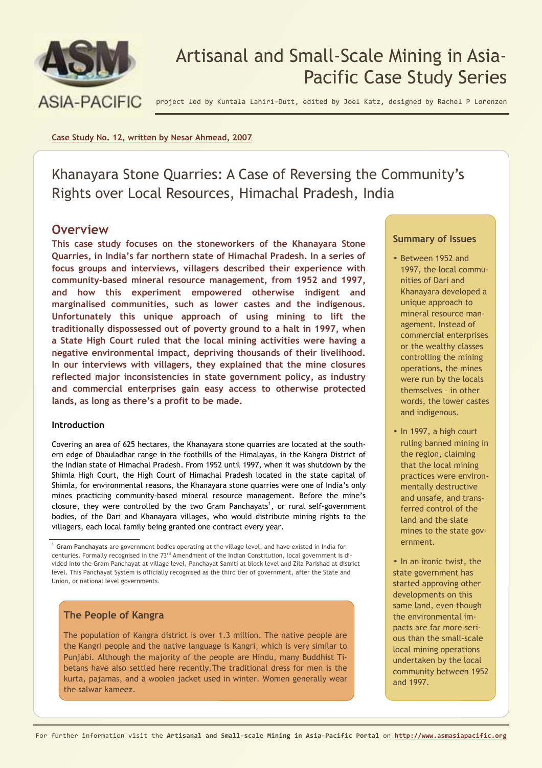# Artisanal and Small-Scale Mining in Asia-Pacific Case Study Series

project led by Kuntala Lahiri-Dutt, edited by Joel Katz, designed by Rachel P Lorenzen

Case Study No. 12, written by Nesar Ahmead, 2007

## Khanayara Stone Quarries: A Case of Reversing the Community's Rights over Local Resources, Himachal Pradesh, India

### Overview

**This case study focuses on the stoneworkers of the Khanayara Stone Quarries, in India's far northern state of Himachal Pradesh. In a series of focus groups and interviews, villagers described their experience with community-based mineral resource management, from 1952 and 1997, and how this experiment empowered otherwise indigent and marginalised communities, such as lower castes and the indigenous. Unfortunately this unique approach of using mining to lift the traditionally dispossessed out of poverty ground to a halt in 1997, when a State High Court ruled that the local mining activities were having a negative environmental impact, depriving thousands of their livelihood. In our interviews with villagers, they explained that the mine closures reflected major inconsistencies in state government policy, as industry and commercial enterprises gain easy access to otherwise protected lands, as long as there's a profit to be made.**

#### Introduction

Covering an area of 625 hectares, the Khanayara stone quarries are located at the southern edge of Dhauladhar range in the foothills of the Himalayas, in the Kangra District of the Indian state of Himachal Pradesh. From 1952 until 1997, when it was shutdown by the Shimla High Court, the High Court of Himachal Pradesh located in the state capital of Shimla, for environmental reasons, the Khanayara stone quarries were one of India's only mines practicing community-based mineral resource management. Before the mine's closure, they were controlled by the two Gram Panchayats[1], or rural self-government bodies, of the Dari and Khanayara villages, who would distribute mining rights to the villagers, each local family being granted one contract every year.

[1] **Gram Panchayats** are government bodies operating at the village level, and have existed in India for centuries. Formally recognised in the 73rd Amendment of the Indian Constitution, local government is divided into the Gram Panchayat at village level, Panchayat Samiti at block level and Zila Parishad at district level. This Panchayat System is officially recognised as the third tier of government, after the State and Union, or national level governments.

#### The People of Kangra

The population of Kangra district is over 1.3 million. The native people are the Kangri people and the native language is Kangri, which is very similar to Punjabi. Although the majority of the people are Hindu, many Buddhist Tibetans have also settled here recently.The traditional dress for men is the kurta, pajamas, and a woolen jacket used in winter. Women generally wear the salwar kameez.

#### Summary of Issues

- Between 1952 and 1997, the local communities of Dari and Khanayara developed a unique approach to mineral resource management. Instead of commercial enterprises or the wealthy classes controlling the mining operations, the mines were run by the locals themselves – in other words, the lower castes and indigenous.
- In 1997, a high court ruling banned mining in the region, claiming that the local mining practices were environmentally destructive and unsafe, and transferred control of the land and the slate mines to the state government.
- In an ironic twist, the state government has started approving other developments on this same land, even though the environmental impacts are far more serious than the small-scale local mining operations undertaken by the local community between 1952 and 1997.

For further information visit the **Artisanal and Small-scale Mining in Asia-Pacific Portal** on **http://www.asmasiapacific.org**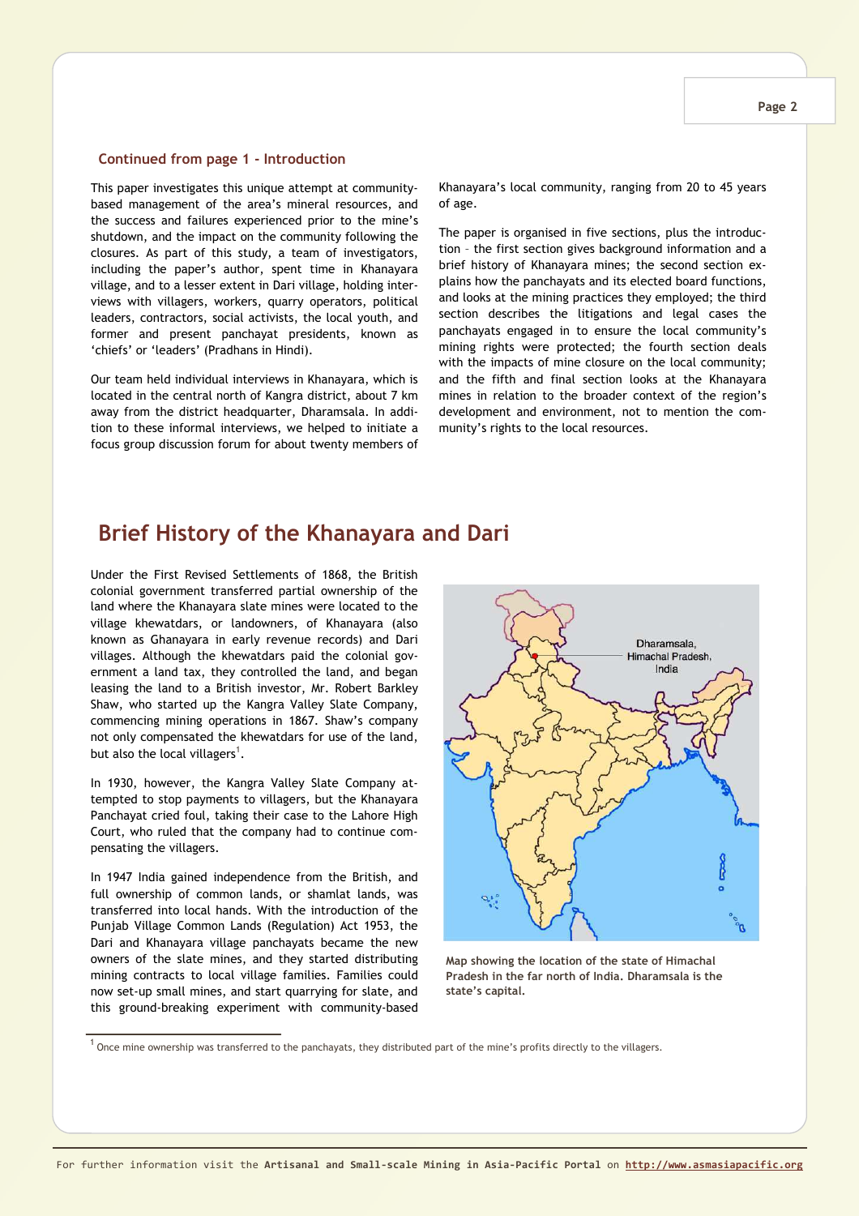### Continued from page 1 - Introduction

This paper investigates this unique attempt at community-based management of the area's mineral resources, and the success and failures experienced prior to the mine's shutdown, and the impact on the community following the closures. As part of this study, a team of investigators, including the paper's author, spent time in Khanayara village, and to a lesser extent in Dari village, holding interviews with villagers, workers, quarry operators, political leaders, contractors, social activists, the local youth, and former and present panchayat presidents, known as 'chiefs' or 'leaders' (Pradhans in Hindi).

Our team held individual interviews in Khanayara, which is located in the central north of Kangra district, about 7 km away from the district headquarter, Dharamsala. In addition to these informal interviews, we helped to initiate a focus group discussion forum for about twenty members of Khanayara's local community, ranging from 20 to 45 years of age.

The paper is organised in five sections, plus the introduction – the first section gives background information and a brief history of Khanayara mines; the second section explains how the panchayats and its elected board functions, and looks at the mining practices they employed; the third section describes the litigations and legal cases the panchayats engaged in to ensure the local community's mining rights were protected; the fourth section deals with the impacts of mine closure on the local community; and the fifth and final section looks at the Khanayara mines in relation to the broader context of the region's development and environment, not to mention the community's rights to the local resources.

## Brief History of the Khanayara and Dari

Under the First Revised Settlements of 1868, the British colonial government transferred partial ownership of the land where the Khanayara slate mines were located to the village khewatdars, or landowners, of Khanayara (also known as Ghanayara in early revenue records) and Dari villages. Although the khewatdars paid the colonial government a land tax, they controlled the land, and began leasing the land to a British investor, Mr. Robert Barkley Shaw, who started up the Kangra Valley Slate Company, commencing mining operations in 1867. Shaw's company not only compensated the khewatdars for use of the land, but also the local villagers[1].

In 1930, however, the Kangra Valley Slate Company attempted to stop payments to villagers, but the Khanayara Panchayat cried foul, taking their case to the Lahore High Court, who ruled that the company had to continue compensating the villagers.

In 1947 India gained independence from the British, and full ownership of common lands, or shamlat lands, was transferred into local hands. With the introduction of the Punjab Village Common Lands (Regulation) Act 1953, the Dari and Khanayara village panchayats became the new owners of the slate mines, and they started distributing mining contracts to local village families. Families could now set-up small mines, and start quarrying for slate, and this ground-breaking experiment with community-based

Dharamsala, Himachal Pradesh, India

Map showing the location of the state of Himachal Pradesh in the far north of India. Dharamsala is the state's capital.

[1] Once mine ownership was transferred to the panchayats, they distributed part of the mine's profits directly to the villagers.

For further information visit the **Artisanal and Small-scale Mining in Asia-Pacific Portal** on **http://www.asmasiapacific.org**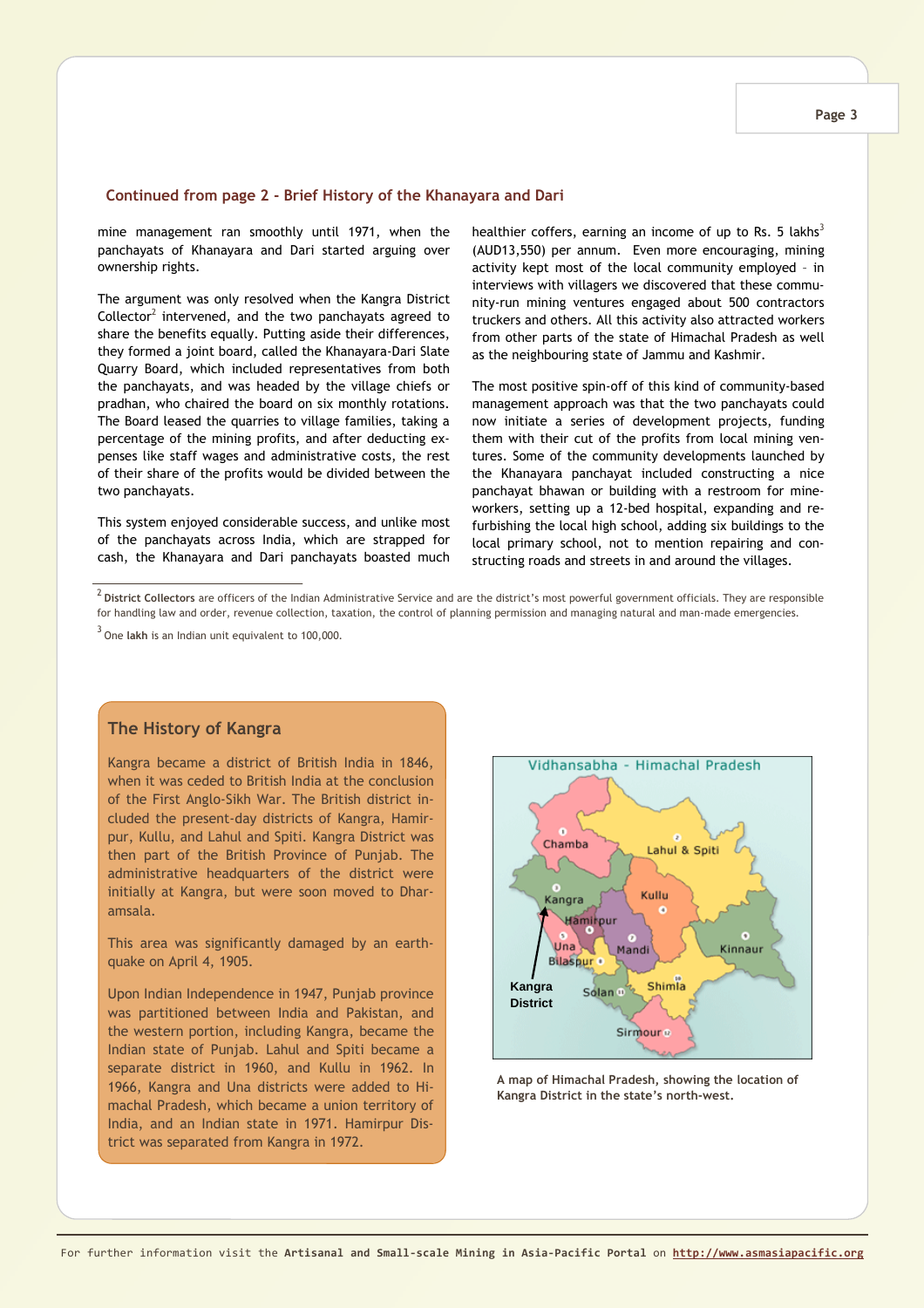## Continued from page 2 - Brief History of the Khanayara and Dari

mine management ran smoothly until 1971, when the panchayats of Khanayara and Dari started arguing over ownership rights.

The argument was only resolved when the Kangra District Collector[2] intervened, and the two panchayats agreed to share the benefits equally. Putting aside their differences, they formed a joint board, called the Khanayara-Dari Slate Quarry Board, which included representatives from both the panchayats, and was headed by the village chiefs or pradhan, who chaired the board on six monthly rotations. The Board leased the quarries to village families, taking a percentage of the mining profits, and after deducting expenses like staff wages and administrative costs, the rest of their share of the profits would be divided between the two panchayats.

This system enjoyed considerable success, and unlike most of the panchayats across India, which are strapped for cash, the Khanayara and Dari panchayats boasted much healthier coffers, earning an income of up to Rs. 5 lakhs[3] (AUD13,550) per annum. Even more encouraging, mining activity kept most of the local community employed – in interviews with villagers we discovered that these community-run mining ventures engaged about 500 contractors truckers and others. All this activity also attracted workers from other parts of the state of Himachal Pradesh as well as the neighbouring state of Jammu and Kashmir.

The most positive spin-off of this kind of community-based management approach was that the two panchayats could now initiate a series of development projects, funding them with their cut of the profits from local mining ventures. Some of the community developments launched by the Khanayara panchayat included constructing a nice panchayat bhawan or building with a restroom for mineworkers, setting up a 12-bed hospital, expanding and refurbishing the local high school, adding six buildings to the local primary school, not to mention repairing and constructing roads and streets in and around the villages.

[2] **District Collectors** are officers of the Indian Administrative Service and are the district's most powerful government officials. They are responsible for handling law and order, revenue collection, taxation, the control of planning permission and managing natural and man-made emergencies.

[3] One **lakh** is an Indian unit equivalent to 100,000.

### The History of Kangra

Kangra became a district of British India in 1846, when it was ceded to British India at the conclusion of the First Anglo-Sikh War. The British district included the present-day districts of Kangra, Hamirpur, Kullu, and Lahul and Spiti. Kangra District was then part of the British Province of Punjab. The administrative headquarters of the district were initially at Kangra, but were soon moved to Dharamsala.

This area was significantly damaged by an earthquake on April 4, 1905.

Upon Indian Independence in 1947, Punjab province was partitioned between India and Pakistan, and the western portion, including Kangra, became the Indian state of Punjab. Lahul and Spiti became a separate district in 1960, and Kullu in 1962. In 1966, Kangra and Una districts were added to Himachal Pradesh, which became a union territory of India, and an Indian state in 1971. Hamirpur District was separated from Kangra in 1972.

A map of Himachal Pradesh, showing the location of Kangra District in the state's north-west.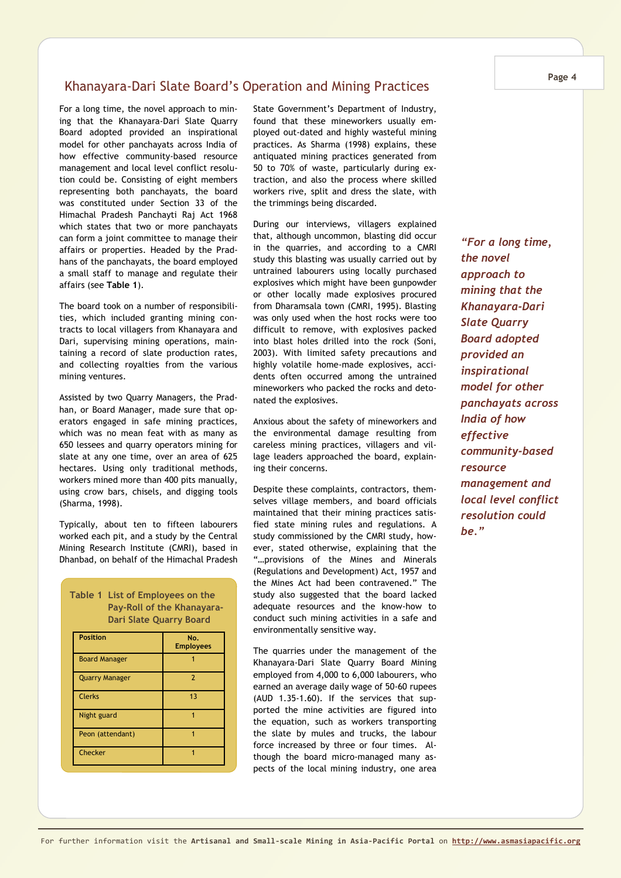## Khanayara-Dari Slate Board's Operation and Mining Practices

For a long time, the novel approach to mining that the Khanayara-Dari Slate Quarry Board adopted provided an inspirational model for other panchayats across India of how effective community-based resource management and local level conflict resolution could be. Consisting of eight members representing both panchayats, the board was constituted under Section 33 of the Himachal Pradesh Panchayti Raj Act 1968 which states that two or more panchayats can form a joint committee to manage their affairs or properties. Headed by the Pradhans of the panchayats, the board employed a small staff to manage and regulate their affairs (see **Table 1**).

The board took on a number of responsibilities, which included granting mining contracts to local villagers from Khanayara and Dari, supervising mining operations, maintaining a record of slate production rates, and collecting royalties from the various mining ventures.

Assisted by two Quarry Managers, the Pradhan, or Board Manager, made sure that operators engaged in safe mining practices, which was no mean feat with as many as 650 lessees and quarry operators mining for slate at any one time, over an area of 625 hectares. Using only traditional methods, workers mined more than 400 pits manually, using crow bars, chisels, and digging tools (Sharma, 1998).

Typically, about ten to fifteen labourers worked each pit, and a study by the Central Mining Research Institute (CMRI), based in Dhanbad, on behalf of the Himachal Pradesh State Government's Department of Industry, found that these mineworkers usually employed out-dated and highly wasteful mining practices. As Sharma (1998) explains, these antiquated mining practices generated from 50 to 70% of waste, particularly during extraction, and also the process where skilled workers rive, split and dress the slate, with the trimmings being discarded.

**Table 1 List of Employees on the Pay-Roll of the Khanayara-Dari Slate Quarry Board**

| Position | No. Employees |
|---|---|
| Board Manager | 1 |
| Quarry Manager | 2 |
| Clerks | 13 |
| Night guard | 1 |
| Peon (attendant) | 1 |
| Checker | 1 |

During our interviews, villagers explained that, although uncommon, blasting did occur in the quarries, and according to a CMRI study this blasting was usually carried out by untrained labourers using locally purchased explosives which might have been gunpowder or other locally made explosives procured from Dharamsala town (CMRI, 1995). Blasting was only used when the host rocks were too difficult to remove, with explosives packed into blast holes drilled into the rock (Soni, 2003). With limited safety precautions and highly volatile home-made explosives, accidents often occurred among the untrained mineworkers who packed the rocks and detonated the explosives.

Anxious about the safety of mineworkers and the environmental damage resulting from careless mining practices, villagers and village leaders approached the board, explaining their concerns.

Despite these complaints, contractors, themselves village members, and board officials maintained that their mining practices satisfied state mining rules and regulations. A study commissioned by the CMRI study, however, stated otherwise, explaining that the "…provisions of the Mines and Minerals (Regulations and Development) Act, 1957 and the Mines Act had been contravened." The study also suggested that the board lacked adequate resources and the know-how to conduct such mining activities in a safe and environmentally sensitive way.

The quarries under the management of the Khanayara-Dari Slate Quarry Board Mining employed from 4,000 to 6,000 labourers, who earned an average daily wage of 50-60 rupees (AUD 1.35-1.60). If the services that supported the mine activities are figured into the equation, such as workers transporting the slate by mules and trucks, the labour force increased by three or four times. Although the board micro-managed many aspects of the local mining industry, one area

*"For a long time, the novel approach to mining that the Khanayara-Dari Slate Quarry Board adopted provided an inspirational model for other panchayats across India of how effective community-based resource management and local level conflict resolution could be."*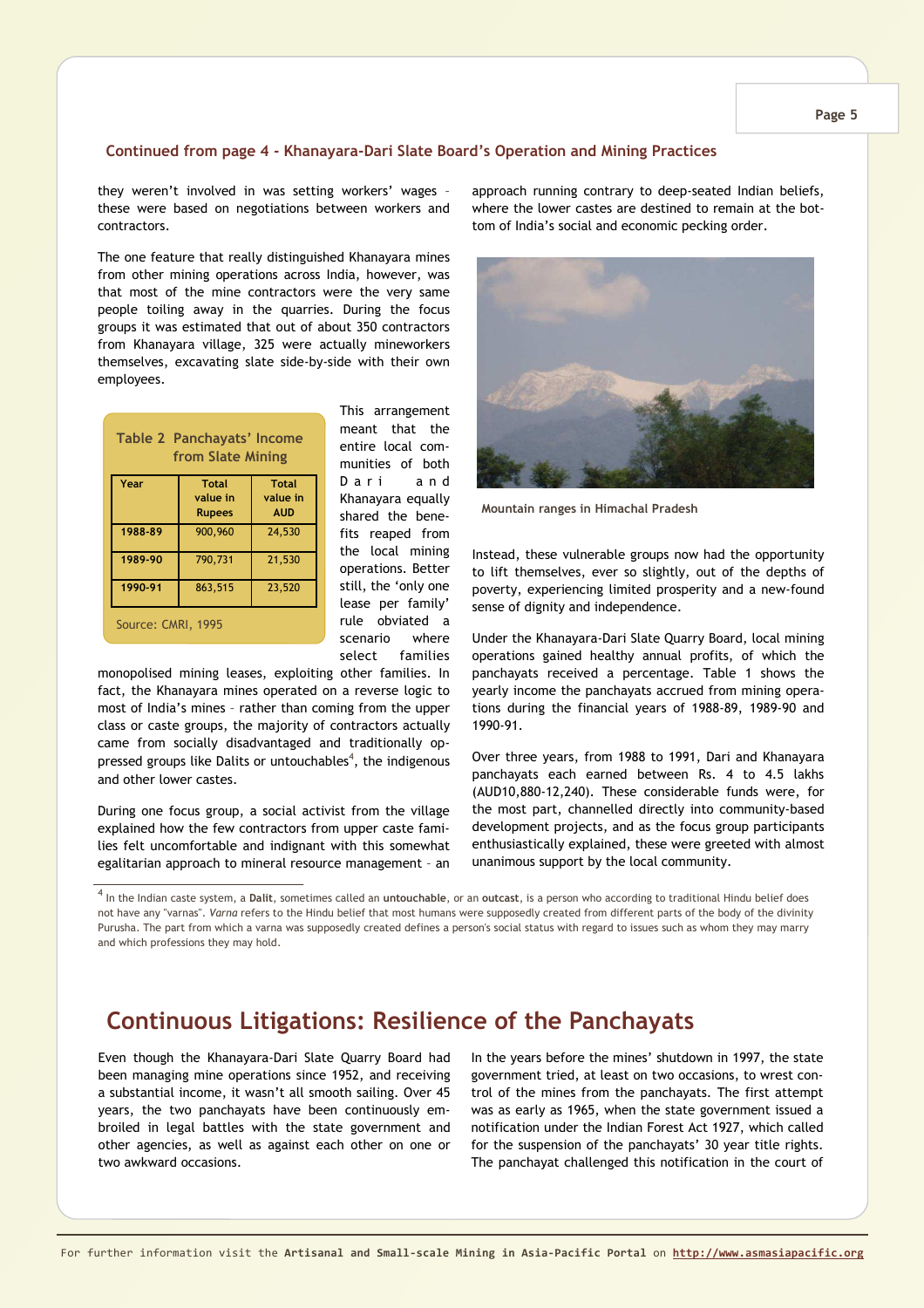### Continued from page 4 - Khanayara-Dari Slate Board's Operation and Mining Practices

they weren't involved in was setting workers' wages – these were based on negotiations between workers and contractors.

The one feature that really distinguished Khanayara mines from other mining operations across India, however, was that most of the mine contractors were the very same people toiling away in the quarries. During the focus groups it was estimated that out of about 350 contractors from Khanayara village, 325 were actually mineworkers themselves, excavating slate side-by-side with their own employees.

**Table 2 Panchayats' Income from Slate Mining**

| Year | Total value in Rupees | Total value in AUD |
|---|---|---|
| 1988-89 | 900,960 | 24,530 |
| 1989-90 | 790,731 | 21,530 |
| 1990-91 | 863,515 | 23,520 |

Source: CMRI, 1995

This arrangement meant that the entire local communities of both Dari and Khanayara equally shared the benefits reaped from the local mining operations. Better still, the 'only one lease per family' rule obviated a scenario where select families monopolised mining leases, exploiting other families. In fact, the Khanayara mines operated on a reverse logic to most of India's mines – rather than coming from the upper class or caste groups, the majority of contractors actually came from socially disadvantaged and traditionally oppressed groups like Dalits or untouchables[4], the indigenous and other lower castes.

During one focus group, a social activist from the village explained how the few contractors from upper caste families felt uncomfortable and indignant with this somewhat egalitarian approach to mineral resource management – an approach running contrary to deep-seated Indian beliefs, where the lower castes are destined to remain at the bottom of India's social and economic pecking order.

Mountain ranges in Himachal Pradesh

Instead, these vulnerable groups now had the opportunity to lift themselves, ever so slightly, out of the depths of poverty, experiencing limited prosperity and a new-found sense of dignity and independence.

Under the Khanayara-Dari Slate Quarry Board, local mining operations gained healthy annual profits, of which the panchayats received a percentage. Table 1 shows the yearly income the panchayats accrued from mining operations during the financial years of 1988-89, 1989-90 and 1990-91.

Over three years, from 1988 to 1991, Dari and Khanayara panchayats each earned between Rs. 4 to 4.5 lakhs (AUD10,880-12,240). These considerable funds were, for the most part, channelled directly into community-based development projects, and as the focus group participants enthusiastically explained, these were greeted with almost unanimous support by the local community.

[4] In the Indian caste system, a **Dalit**, sometimes called an **untouchable**, or an **outcast**, is a person who according to traditional Hindu belief does not have any "varnas". *Varna* refers to the Hindu belief that most humans were supposedly created from different parts of the body of the divinity Purusha. The part from which a varna was supposedly created defines a person's social status with regard to issues such as whom they may marry and which professions they may hold.

## Continuous Litigations: Resilience of the Panchayats

Even though the Khanayara-Dari Slate Quarry Board had been managing mine operations since 1952, and receiving a substantial income, it wasn't all smooth sailing. Over 45 years, the two panchayats have been continuously embroiled in legal battles with the state government and other agencies, as well as against each other on one or two awkward occasions.

In the years before the mines' shutdown in 1997, the state government tried, at least on two occasions, to wrest control of the mines from the panchayats. The first attempt was as early as 1965, when the state government issued a notification under the Indian Forest Act 1927, which called for the suspension of the panchayats' 30 year title rights. The panchayat challenged this notification in the court of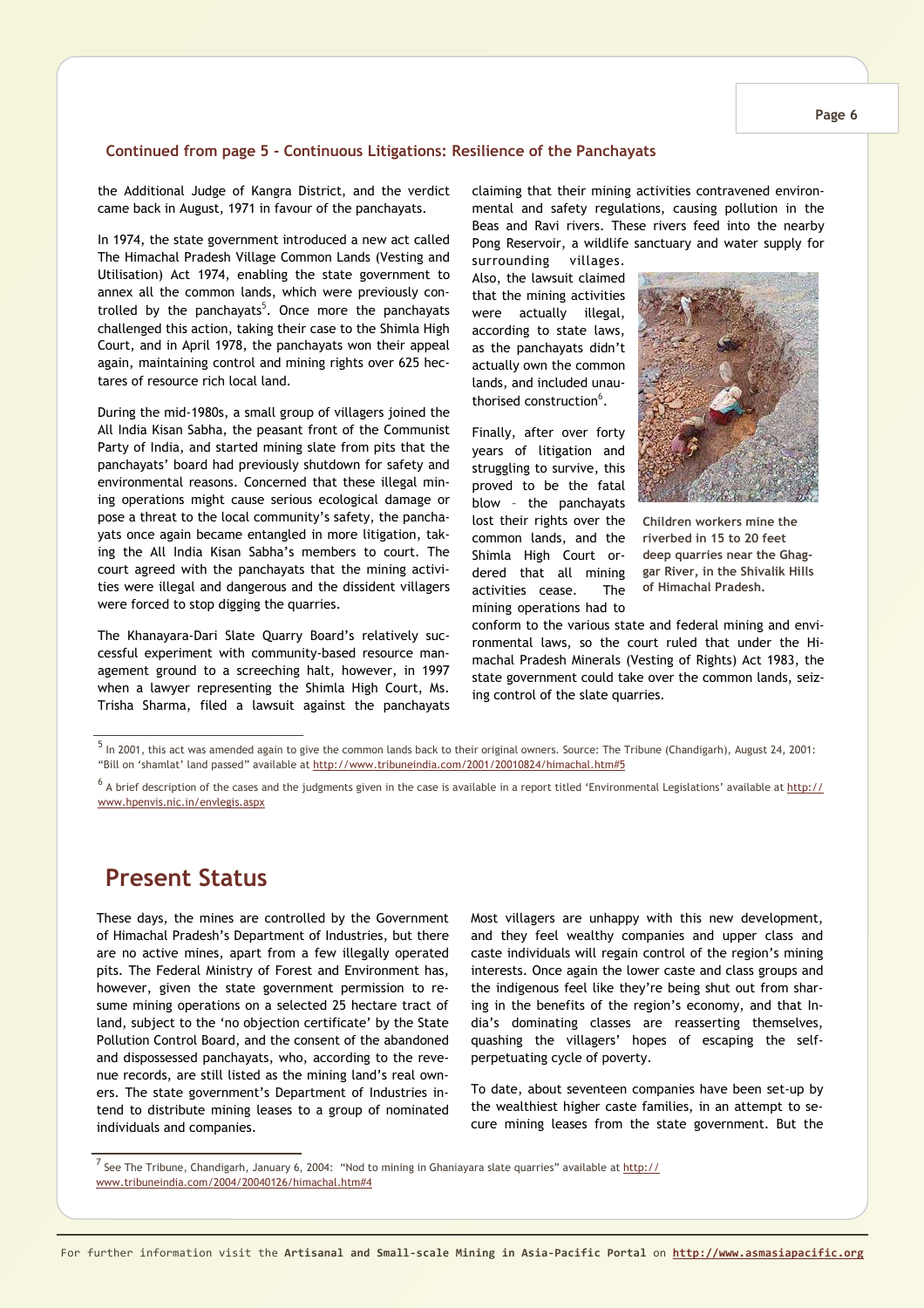### Continued from page 5 - Continuous Litigations: Resilience of the Panchayats

the Additional Judge of Kangra District, and the verdict came back in August, 1971 in favour of the panchayats.

In 1974, the state government introduced a new act called The Himachal Pradesh Village Common Lands (Vesting and Utilisation) Act 1974, enabling the state government to annex all the common lands, which were previously controlled by the panchayats[5]. Once more the panchayats challenged this action, taking their case to the Shimla High Court, and in April 1978, the panchayats won their appeal again, maintaining control and mining rights over 625 hectares of resource rich local land.

During the mid-1980s, a small group of villagers joined the All India Kisan Sabha, the peasant front of the Communist Party of India, and started mining slate from pits that the panchayats' board had previously shutdown for safety and environmental reasons. Concerned that these illegal mining operations might cause serious ecological damage or pose a threat to the local community's safety, the panchayats once again became entangled in more litigation, taking the All India Kisan Sabha's members to court. The court agreed with the panchayats that the mining activities were illegal and dangerous and the dissident villagers were forced to stop digging the quarries.

The Khanayara-Dari Slate Quarry Board's relatively successful experiment with community-based resource management ground to a screeching halt, however, in 1997 when a lawyer representing the Shimla High Court, Ms. Trisha Sharma, filed a lawsuit against the panchayats claiming that their mining activities contravened environmental and safety regulations, causing pollution in the Beas and Ravi rivers. These rivers feed into the nearby Pong Reservoir, a wildlife sanctuary and water supply for surrounding villages. Also, the lawsuit claimed that the mining activities were actually illegal, according to state laws, as the panchayats didn't actually own the common lands, and included unauthorised construction[6].

Children workers mine the riverbed in 15 to 20 feet deep quarries near the Ghaggar River, in the Shivalik Hills of Himachal Pradesh.

Finally, after over forty years of litigation and struggling to survive, this proved to be the fatal blow – the panchayats lost their rights over the common lands, and the Shimla High Court ordered that all mining activities cease. The mining operations had to conform to the various state and federal mining and environmental laws, so the court ruled that under the Himachal Pradesh Minerals (Vesting of Rights) Act 1983, the state government could take over the common lands, seizing control of the slate quarries.

[5] In 2001, this act was amended again to give the common lands back to their original owners. Source: The Tribune (Chandigarh), August 24, 2001: "Bill on 'shamlat' land passed" available at http://www.tribuneindia.com/2001/20010824/himachal.htm#5

[6] A brief description of the cases and the judgments given in the case is available in a report titled 'Environmental Legislations' available at http://www.hpenvis.nic.in/envlegis.aspx

## Present Status

These days, the mines are controlled by the Government of Himachal Pradesh's Department of Industries, but there are no active mines, apart from a few illegally operated pits. The Federal Ministry of Forest and Environment has, however, given the state government permission to resume mining operations on a selected 25 hectare tract of land, subject to the 'no objection certificate' by the State Pollution Control Board, and the consent of the abandoned and dispossessed panchayats, who, according to the revenue records, are still listed as the mining land's real owners. The state government's Department of Industries intend to distribute mining leases to a group of nominated individuals and companies.

Most villagers are unhappy with this new development, and they feel wealthy companies and upper class and caste individuals will regain control of the region's mining interests. Once again the lower caste and class groups and the indigenous feel like they're being shut out from sharing in the benefits of the region's economy, and that India's dominating classes are reasserting themselves, quashing the villagers' hopes of escaping the self-perpetuating cycle of poverty.

To date, about seventeen companies have been set-up by the wealthiest higher caste families, in an attempt to secure mining leases from the state government. But the

[7] See The Tribune, Chandigarh, January 6, 2004: "Nod to mining in Ghaniayara slate quarries" available at http://www.tribuneindia.com/2004/20040126/himachal.htm#4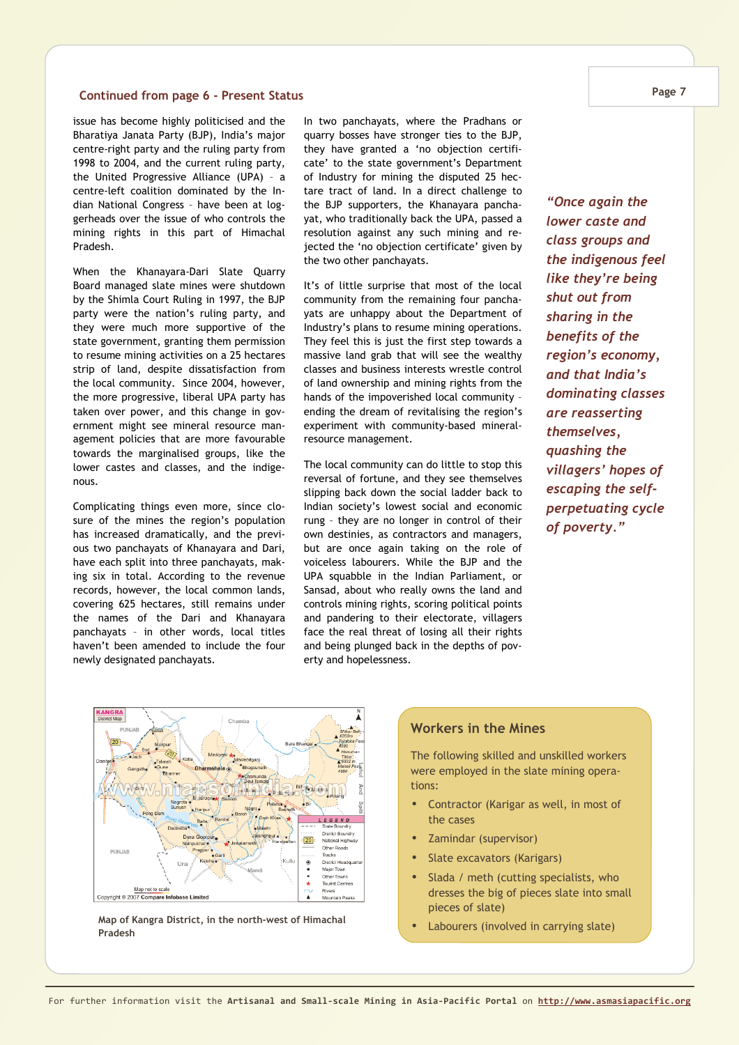### Continued from page 6 - Present Status

issue has become highly politicised and the Bharatiya Janata Party (BJP), India's major centre-right party and the ruling party from 1998 to 2004, and the current ruling party, the United Progressive Alliance (UPA) – a centre-left coalition dominated by the Indian National Congress – have been at loggerheads over the issue of who controls the mining rights in this part of Himachal Pradesh.

When the Khanayara-Dari Slate Quarry Board managed slate mines were shutdown by the Shimla Court Ruling in 1997, the BJP party were the nation's ruling party, and they were much more supportive of the state government, granting them permission to resume mining activities on a 25 hectares strip of land, despite dissatisfaction from the local community. Since 2004, however, the more progressive, liberal UPA party has taken over power, and this change in government might see mineral resource management policies that are more favourable towards the marginalised groups, like the lower castes and classes, and the indigenous.

Complicating things even more, since closure of the mines the region's population has increased dramatically, and the previous two panchayats of Khanayara and Dari, have each split into three panchayats, making six in total. According to the revenue records, however, the local common lands, covering 625 hectares, still remains under the names of the Dari and Khanayara panchayats – in other words, local titles haven't been amended to include the four newly designated panchayats.

In two panchayats, where the Pradhans or quarry bosses have stronger ties to the BJP, they have granted a 'no objection certificate' to the state government's Department of Industry for mining the disputed 25 hectare tract of land. In a direct challenge to the BJP supporters, the Khanayara panchayat, who traditionally back the UPA, passed a resolution against any such mining and rejected the 'no objection certificate' given by the two other panchayats.

It's of little surprise that most of the local community from the remaining four panchayats are unhappy about the Department of Industry's plans to resume mining operations. They feel this is just the first step towards a massive land grab that will see the wealthy classes and business interests wrestle control of land ownership and mining rights from the hands of the impoverished local community – ending the dream of revitalising the region's experiment with community-based mineral-resource management.

The local community can do little to stop this reversal of fortune, and they see themselves slipping back down the social ladder back to Indian society's lowest social and economic rung – they are no longer in control of their own destinies, as contractors and managers, but are once again taking on the role of voiceless labourers. While the BJP and the UPA squabble in the Indian Parliament, or Sansad, about who really owns the land and controls mining rights, scoring political points and pandering to their electorate, villagers face the real threat of losing all their rights and being plunged back in the depths of poverty and hopelessness.

*"Once again the lower caste and class groups and the indigenous feel like they're being shut out from sharing in the benefits of the region's economy, and that India's dominating classes are reasserting themselves, quashing the villagers' hopes of escaping the self-perpetuating cycle of poverty."*

Map of Kangra District, in the north-west of Himachal Pradesh

### Workers in the Mines

The following skilled and unskilled workers were employed in the slate mining operations:

- Contractor (Karigar as well, in most of the cases
- Zamindar (supervisor)
- Slate excavators (Karigars)
- Slada / meth (cutting specialists, who dresses the big of pieces slate into small pieces of slate)
- Labourers (involved in carrying slate)

For further information visit the **Artisanal and Small-scale Mining in Asia-Pacific Portal** on **http://www.asmasiapacific.org**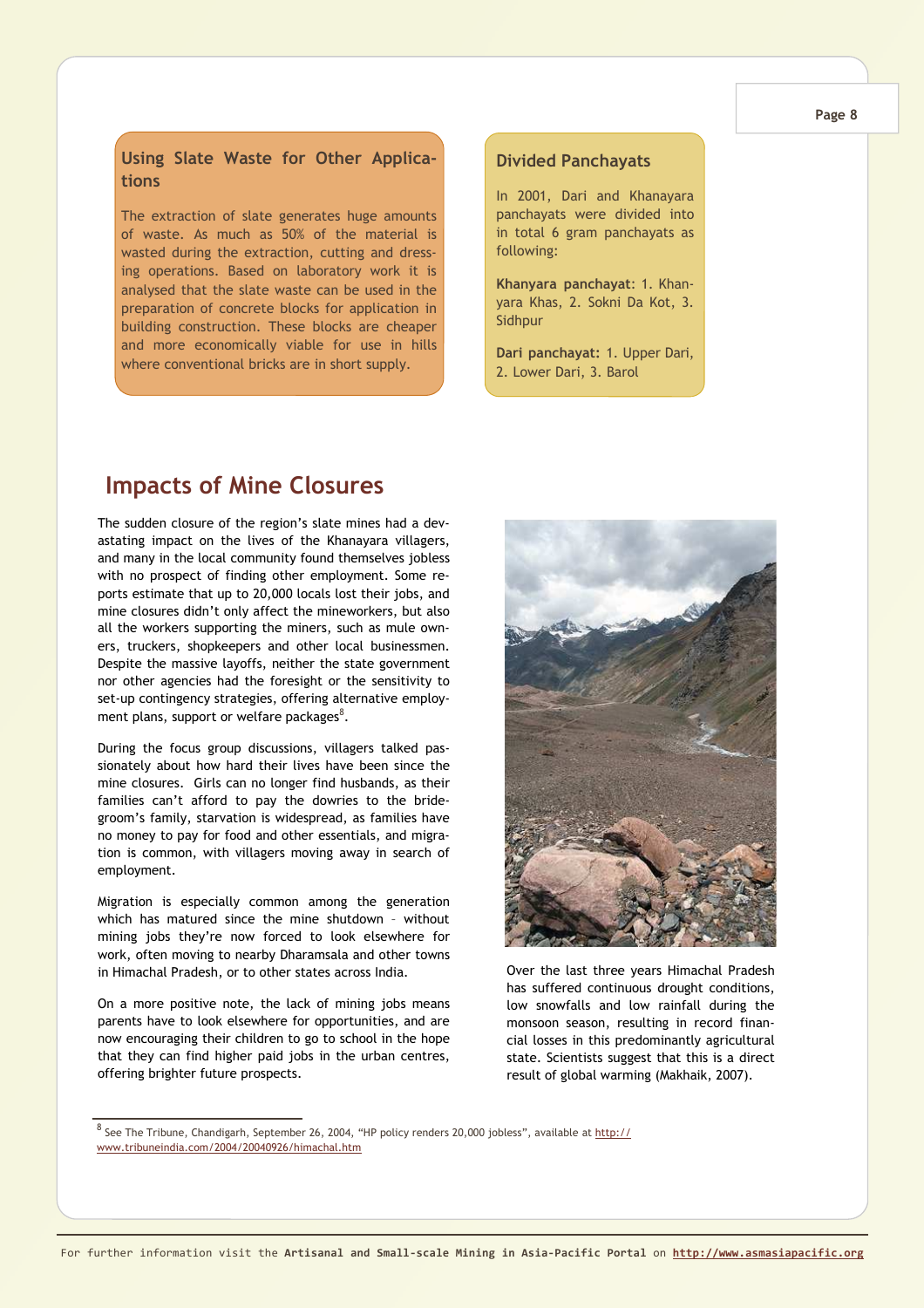### Using Slate Waste for Other Applications

The extraction of slate generates huge amounts of waste. As much as 50% of the material is wasted during the extraction, cutting and dressing operations. Based on laboratory work it is analysed that the slate waste can be used in the preparation of concrete blocks for application in building construction. These blocks are cheaper and more economically viable for use in hills where conventional bricks are in short supply.

### Divided Panchayats

In 2001, Dari and Khanayara panchayats were divided into in total 6 gram panchayats as following:

**Khanyara panchayat**: 1. Khanyara Khas, 2. Sokni Da Kot, 3. Sidhpur

**Dari panchayat:** 1. Upper Dari, 2. Lower Dari, 3. Barol

## Impacts of Mine Closures

The sudden closure of the region's slate mines had a devastating impact on the lives of the Khanayara villagers, and many in the local community found themselves jobless with no prospect of finding other employment. Some reports estimate that up to 20,000 locals lost their jobs, and mine closures didn't only affect the mineworkers, but also all the workers supporting the miners, such as mule owners, truckers, shopkeepers and other local businessmen. Despite the massive layoffs, neither the state government nor other agencies had the foresight or the sensitivity to set-up contingency strategies, offering alternative employment plans, support or welfare packages[8].

During the focus group discussions, villagers talked passionately about how hard their lives have been since the mine closures. Girls can no longer find husbands, as their families can't afford to pay the dowries to the bridegroom's family, starvation is widespread, as families have no money to pay for food and other essentials, and migration is common, with villagers moving away in search of employment.

Migration is especially common among the generation which has matured since the mine shutdown – without mining jobs they're now forced to look elsewhere for work, often moving to nearby Dharamsala and other towns in Himachal Pradesh, or to other states across India.

On a more positive note, the lack of mining jobs means parents have to look elsewhere for opportunities, and are now encouraging their children to go to school in the hope that they can find higher paid jobs in the urban centres, offering brighter future prospects.

Over the last three years Himachal Pradesh has suffered continuous drought conditions, low snowfalls and low rainfall during the monsoon season, resulting in record financial losses in this predominantly agricultural state. Scientists suggest that this is a direct result of global warming (Makhaik, 2007).

[8] See The Tribune, Chandigarh, September 26, 2004, "HP policy renders 20,000 jobless", available at http://www.tribuneindia.com/2004/20040926/himachal.htm

For further information visit the **Artisanal and Small-scale Mining in Asia-Pacific Portal** on **http://www.asmasiapacific.org**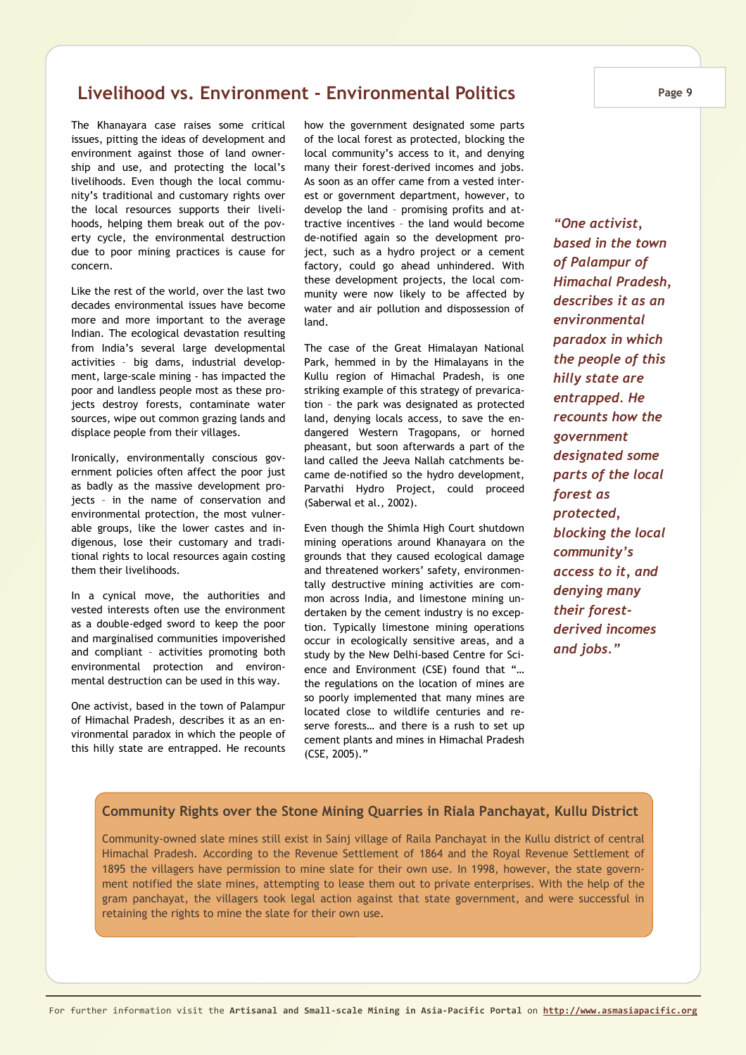## Livelihood vs. Environment - Environmental Politics

The Khanayara case raises some critical issues, pitting the ideas of development and environment against those of land ownership and use, and protecting the local's livelihoods. Even though the local community's traditional and customary rights over the local resources supports their livelihoods, helping them break out of the poverty cycle, the environmental destruction due to poor mining practices is cause for concern.

Like the rest of the world, over the last two decades environmental issues have become more and more important to the average Indian. The ecological devastation resulting from India's several large developmental activities – big dams, industrial development, large-scale mining - has impacted the poor and landless people most as these projects destroy forests, contaminate water sources, wipe out common grazing lands and displace people from their villages.

Ironically, environmentally conscious government policies often affect the poor just as badly as the massive development projects – in the name of conservation and environmental protection, the most vulnerable groups, like the lower castes and indigenous, lose their customary and traditional rights to local resources again costing them their livelihoods.

In a cynical move, the authorities and vested interests often use the environment as a double-edged sword to keep the poor and marginalised communities impoverished and compliant – activities promoting both environmental protection and environmental destruction can be used in this way.

One activist, based in the town of Palampur of Himachal Pradesh, describes it as an environmental paradox in which the people of this hilly state are entrapped. He recounts how the government designated some parts of the local forest as protected, blocking the local community's access to it, and denying many their forest-derived incomes and jobs. As soon as an offer came from a vested interest or government department, however, to develop the land – promising profits and attractive incentives – the land would become de-notified again so the development project, such as a hydro project or a cement factory, could go ahead unhindered. With these development projects, the local community were now likely to be affected by water and air pollution and dispossession of land.

The case of the Great Himalayan National Park, hemmed in by the Himalayans in the Kullu region of Himachal Pradesh, is one striking example of this strategy of prevarication – the park was designated as protected land, denying locals access, to save the endangered Western Tragopans, or horned pheasant, but soon afterwards a part of the land called the Jeeva Nallah catchments became de-notified so the hydro development, Parvathi Hydro Project, could proceed (Saberwal et al., 2002).

Even though the Shimla High Court shutdown mining operations around Khanayara on the grounds that they caused ecological damage and threatened workers' safety, environmentally destructive mining activities are common across India, and limestone mining undertaken by the cement industry is no exception. Typically limestone mining operations occur in ecologically sensitive areas, and a study by the New Delhi-based Centre for Science and Environment (CSE) found that "… the regulations on the location of mines are so poorly implemented that many mines are located close to wildlife centuries and reserve forests… and there is a rush to set up cement plants and mines in Himachal Pradesh (CSE, 2005)."

> ***"One activist, based in the town of Palampur of Himachal Pradesh, describes it as an environmental paradox in which the people of this hilly state are entrapped. He recounts how the government designated some parts of the local forest as protected, blocking the local community's access to it, and denying many their forest-derived incomes and jobs."***

### Community Rights over the Stone Mining Quarries in Riala Panchayat, Kullu District

Community-owned slate mines still exist in Sainj village of Raila Panchayat in the Kullu district of central Himachal Pradesh. According to the Revenue Settlement of 1864 and the Royal Revenue Settlement of 1895 the villagers have permission to mine slate for their own use. In 1998, however, the state government notified the slate mines, attempting to lease them out to private enterprises. With the help of the gram panchayat, the villagers took legal action against that state government, and were successful in retaining the rights to mine the slate for their own use.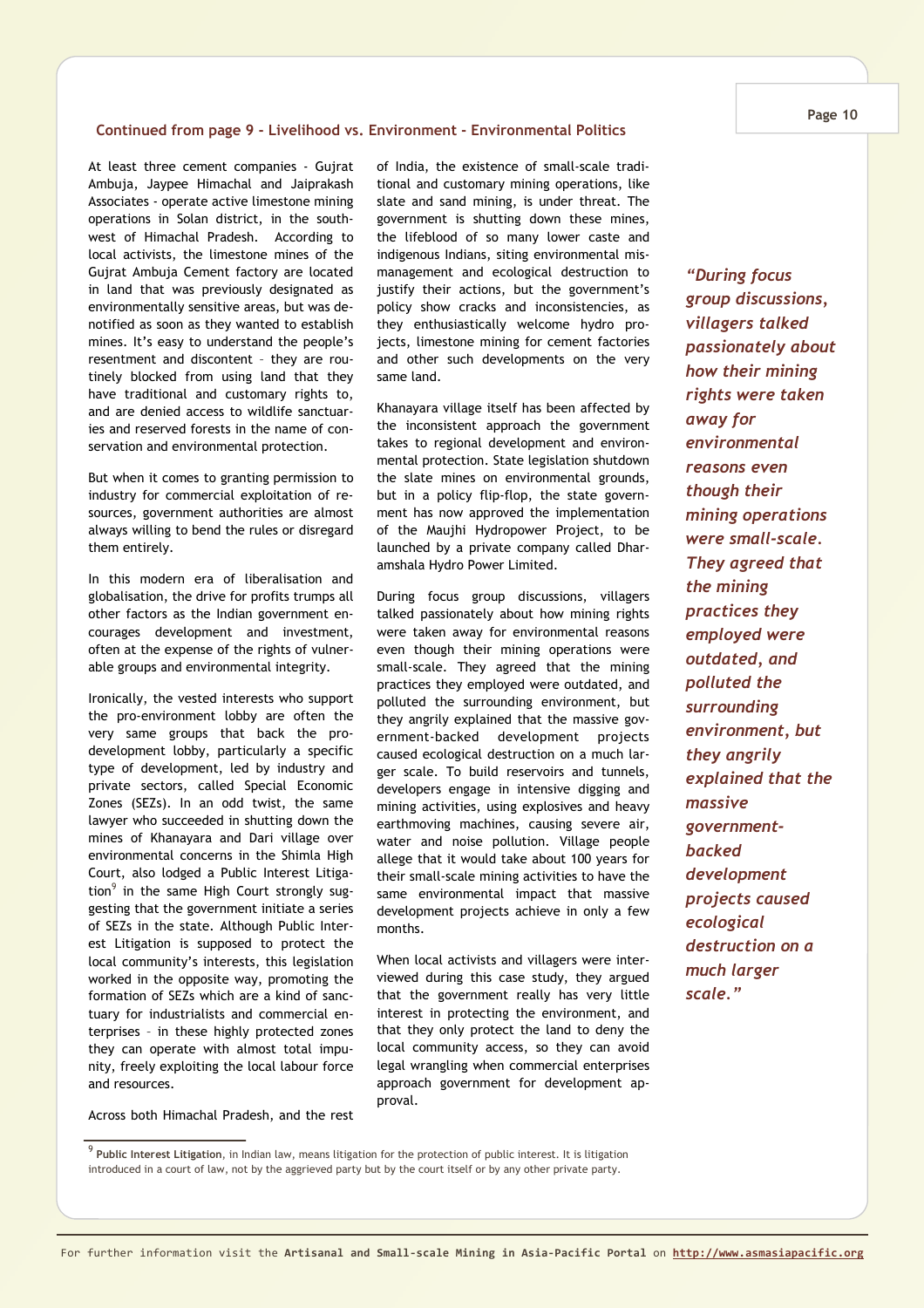**Continued from page 9 - Livelihood vs. Environment - Environmental Politics**

At least three cement companies - Gujrat Ambuja, Jaypee Himachal and Jaiprakash Associates - operate active limestone mining operations in Solan district, in the south-west of Himachal Pradesh. According to local activists, the limestone mines of the Gujrat Ambuja Cement factory are located in land that was previously designated as environmentally sensitive areas, but was de-notified as soon as they wanted to establish mines. It's easy to understand the people's resentment and discontent – they are routinely blocked from using land that they have traditional and customary rights to, and are denied access to wildlife sanctuaries and reserved forests in the name of conservation and environmental protection.

But when it comes to granting permission to industry for commercial exploitation of resources, government authorities are almost always willing to bend the rules or disregard them entirely.

In this modern era of liberalisation and globalisation, the drive for profits trumps all other factors as the Indian government encourages development and investment, often at the expense of the rights of vulnerable groups and environmental integrity.

Ironically, the vested interests who support the pro-environment lobby are often the very same groups that back the pro-development lobby, particularly a specific type of development, led by industry and private sectors, called Special Economic Zones (SEZs). In an odd twist, the same lawyer who succeeded in shutting down the mines of Khanayara and Dari village over environmental concerns in the Shimla High Court, also lodged a Public Interest Litigation[9] in the same High Court strongly suggesting that the government initiate a series of SEZs in the state. Although Public Interest Litigation is supposed to protect the local community's interests, this legislation worked in the opposite way, promoting the formation of SEZs which are a kind of sanctuary for industrialists and commercial enterprises – in these highly protected zones they can operate with almost total impunity, freely exploiting the local labour force and resources.

Across both Himachal Pradesh, and the rest of India, the existence of small-scale traditional and customary mining operations, like slate and sand mining, is under threat. The government is shutting down these mines, the lifeblood of so many lower caste and indigenous Indians, siting environmental mismanagement and ecological destruction to justify their actions, but the government's policy show cracks and inconsistencies, as they enthusiastically welcome hydro projects, limestone mining for cement factories and other such developments on the very same land.

Khanayara village itself has been affected by the inconsistent approach the government takes to regional development and environmental protection. State legislation shutdown the slate mines on environmental grounds, but in a policy flip-flop, the state government has now approved the implementation of the Maujhi Hydropower Project, to be launched by a private company called Dharamshala Hydro Power Limited.

During focus group discussions, villagers talked passionately about how mining rights were taken away for environmental reasons even though their mining operations were small-scale. They agreed that the mining practices they employed were outdated, and polluted the surrounding environment, but they angrily explained that the massive government-backed development projects caused ecological destruction on a much larger scale. To build reservoirs and tunnels, developers engage in intensive digging and mining activities, using explosives and heavy earthmoving machines, causing severe air, water and noise pollution. Village people allege that it would take about 100 years for their small-scale mining activities to have the same environmental impact that massive development projects achieve in only a few months.

When local activists and villagers were interviewed during this case study, they argued that the government really has very little interest in protecting the environment, and that they only protect the land to deny the local community access, so they can avoid legal wrangling when commercial enterprises approach government for development approval.

> ***"During focus group discussions, villagers talked passionately about how their mining rights were taken away for environmental reasons even though their mining operations were small-scale. They agreed that the mining practices they employed were outdated, and polluted the surrounding environment, but they angrily explained that the massive government-backed development projects caused ecological destruction on a much larger scale."***

---

[9] **Public Interest Litigation**, in Indian law, means litigation for the protection of public interest. It is litigation introduced in a court of law, not by the aggrieved party but by the court itself or by any other private party.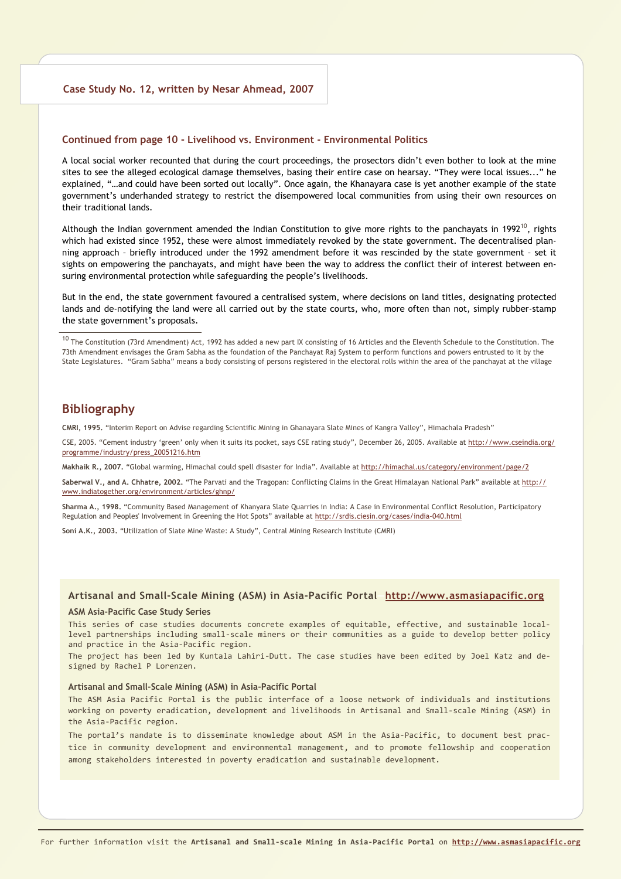Case Study No. 12, written by Nesar Ahmead, 2007

### Continued from page 10 - Livelihood vs. Environment - Environmental Politics

A local social worker recounted that during the court proceedings, the prosectors didn't even bother to look at the mine sites to see the alleged ecological damage themselves, basing their entire case on hearsay. "They were local issues..." he explained, "...and could have been sorted out locally". Once again, the Khanayara case is yet another example of the state government's underhanded strategy to restrict the disempowered local communities from using their own resources on their traditional lands.

Although the Indian government amended the Indian Constitution to give more rights to the panchayats in 1992[10], rights which had existed since 1952, these were almost immediately revoked by the state government. The decentralised planning approach – briefly introduced under the 1992 amendment before it was rescinded by the state government – set it sights on empowering the panchayats, and might have been the way to address the conflict their of interest between ensuring environmental protection while safeguarding the people's livelihoods.

But in the end, the state government favoured a centralised system, where decisions on land titles, designating protected lands and de-notifying the land were all carried out by the state courts, who, more often than not, simply rubber-stamp the state government's proposals.

[10] The Constitution (73rd Amendment) Act, 1992 has added a new part IX consisting of 16 Articles and the Eleventh Schedule to the Constitution. The 73th Amendment envisages the Gram Sabha as the foundation of the Panchayat Raj System to perform functions and powers entrusted to it by the State Legislatures. "Gram Sabha" means a body consisting of persons registered in the electoral rolls within the area of the panchayat at the village

## Bibliography

**CMRI, 1995.** "Interim Report on Advise regarding Scientific Mining in Ghanayara Slate Mines of Kangra Valley", Himachala Pradesh"

CSE, 2005. "Cement industry 'green' only when it suits its pocket, says CSE rating study", December 26, 2005. Available at http://www.cseindia.org/programme/industry/press_20051216.htm

**Makhaik R., 2007.** "Global warming, Himachal could spell disaster for India". Available at http://himachal.us/category/environment/page/2

**Saberwal V., and A. Chhatre, 2002.** "The Parvati and the Tragopan: Conflicting Claims in the Great Himalayan National Park" available at http://www.indiatogether.org/environment/articles/ghnp/

**Sharma A., 1998.** "Community Based Management of Khanyara Slate Quarries in India: A Case in Environmental Conflict Resolution, Participatory Regulation and Peoples' Involvement in Greening the Hot Spots" available at http://srdis.ciesin.org/cases/india-040.html

**Soni A.K., 2003.** "Utilization of Slate Mine Waste: A Study", Central Mining Research Institute (CMRI)

### Artisanal and Small-Scale Mining (ASM) in Asia-Pacific Portal http://www.asmasiapacific.org

**ASM Asia-Pacific Case Study Series**

This series of case studies documents concrete examples of equitable, effective, and sustainable local-level partnerships including small-scale miners or their communities as a guide to develop better policy and practice in the Asia-Pacific region.

The project has been led by Kuntala Lahiri-Dutt. The case studies have been edited by Joel Katz and designed by Rachel P Lorenzen.

**Artisanal and Small-Scale Mining (ASM) in Asia-Pacific Portal**

The ASM Asia Pacific Portal is the public interface of a loose network of individuals and institutions working on poverty eradication, development and livelihoods in Artisanal and Small-scale Mining (ASM) in the Asia-Pacific region.

The portal's mandate is to disseminate knowledge about ASM in the Asia-Pacific, to document best practice in community development and environmental management, and to promote fellowship and cooperation among stakeholders interested in poverty eradication and sustainable development.